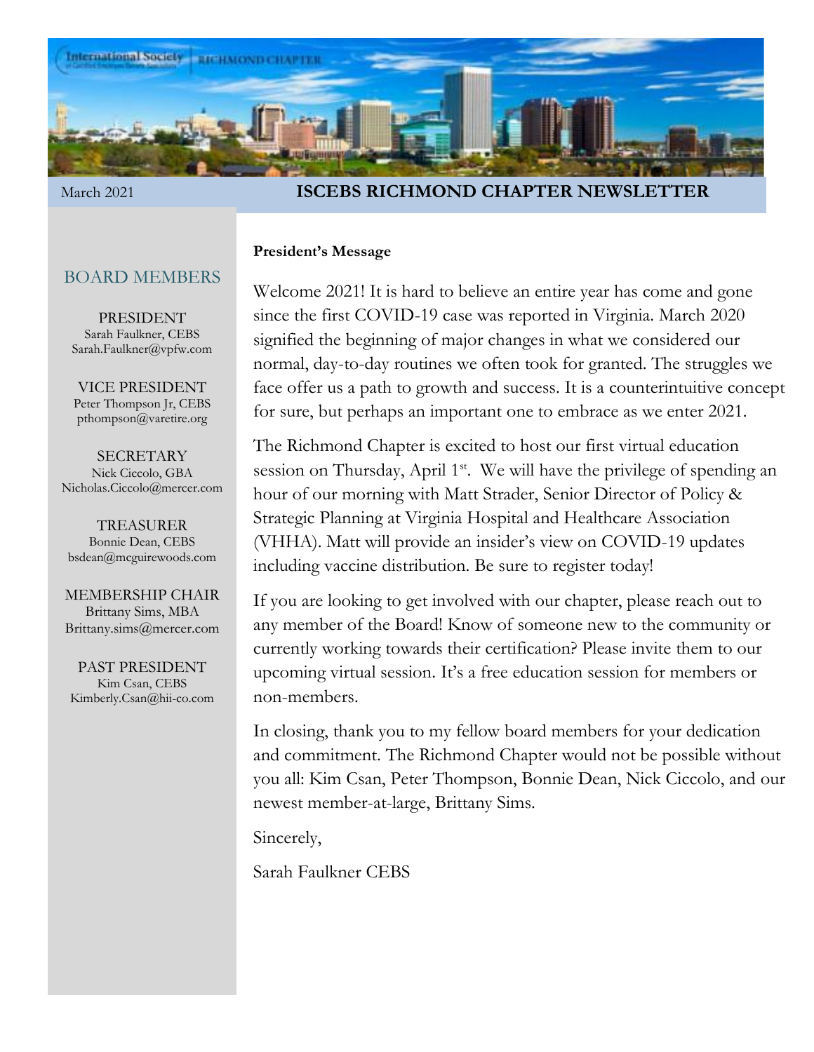March 2021

# ISCEBS RICHMOND CHAPTER NEWSLETTER

## BOARD MEMBERS

PRESIDENT
Sarah Faulkner, CEBS
Sarah.Faulkner@vpfw.com

VICE PRESIDENT
Peter Thompson Jr, CEBS
pthompson@varetire.org

SECRETARY
Nick Ciccolo, GBA
Nicholas.Ciccolo@mercer.com

TREASURER
Bonnie Dean, CEBS
bsdean@mcguirewoods.com

MEMBERSHIP CHAIR
Brittany Sims, MBA
Brittany.sims@mercer.com

PAST PRESIDENT
Kim Csan, CEBS
Kimberly.Csan@hii-co.com

**President's Message**

Welcome 2021! It is hard to believe an entire year has come and gone since the first COVID-19 case was reported in Virginia. March 2020 signified the beginning of major changes in what we considered our normal, day-to-day routines we often took for granted. The struggles we face offer us a path to growth and success. It is a counterintuitive concept for sure, but perhaps an important one to embrace as we enter 2021.

The Richmond Chapter is excited to host our first virtual education session on Thursday, April 1st. We will have the privilege of spending an hour of our morning with Matt Strader, Senior Director of Policy & Strategic Planning at Virginia Hospital and Healthcare Association (VHHA). Matt will provide an insider's view on COVID-19 updates including vaccine distribution. Be sure to register today!

If you are looking to get involved with our chapter, please reach out to any member of the Board! Know of someone new to the community or currently working towards their certification? Please invite them to our upcoming virtual session. It's a free education session for members or non-members.

In closing, thank you to my fellow board members for your dedication and commitment. The Richmond Chapter would not be possible without you all: Kim Csan, Peter Thompson, Bonnie Dean, Nick Ciccolo, and our newest member-at-large, Brittany Sims.

Sincerely,

Sarah Faulkner CEBS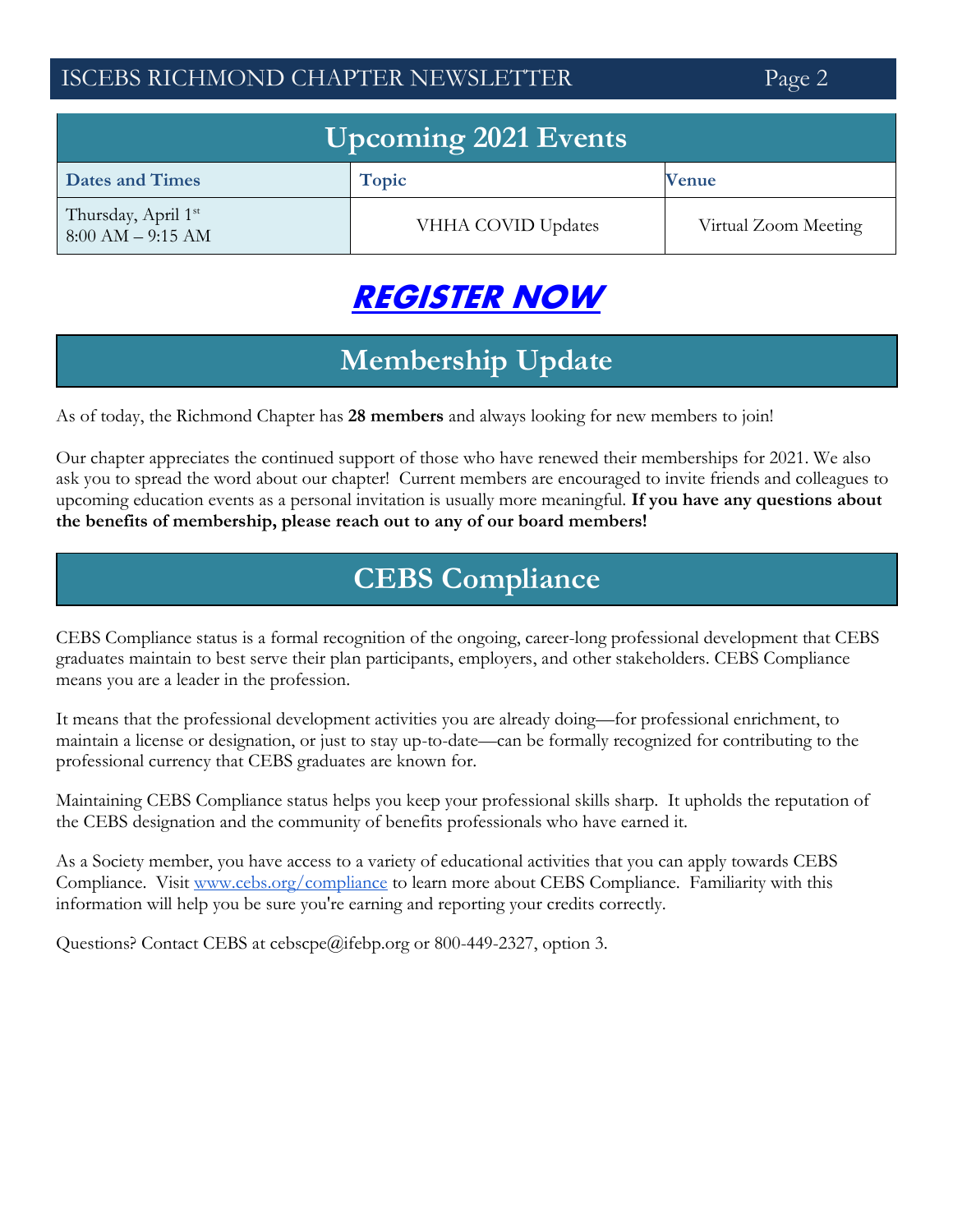## Upcoming 2021 Events

| Dates and Times | Topic | Venue |
|---|---|---|
| Thursday, April 1st 8:00 AM – 9:15 AM | VHHA COVID Updates | Virtual Zoom Meeting |

**REGISTER NOW**

## Membership Update

As of today, the Richmond Chapter has **28 members** and always looking for new members to join!

Our chapter appreciates the continued support of those who have renewed their memberships for 2021. We also ask you to spread the word about our chapter! Current members are encouraged to invite friends and colleagues to upcoming education events as a personal invitation is usually more meaningful. **If you have any questions about the benefits of membership, please reach out to any of our board members!**

## CEBS Compliance

CEBS Compliance status is a formal recognition of the ongoing, career-long professional development that CEBS graduates maintain to best serve their plan participants, employers, and other stakeholders. CEBS Compliance means you are a leader in the profession.

It means that the professional development activities you are already doing—for professional enrichment, to maintain a license or designation, or just to stay up-to-date—can be formally recognized for contributing to the professional currency that CEBS graduates are known for.

Maintaining CEBS Compliance status helps you keep your professional skills sharp. It upholds the reputation of the CEBS designation and the community of benefits professionals who have earned it.

As a Society member, you have access to a variety of educational activities that you can apply towards CEBS Compliance. Visit www.cebs.org/compliance to learn more about CEBS Compliance. Familiarity with this information will help you be sure you're earning and reporting your credits correctly.

Questions? Contact CEBS at cebscpe@ifebp.org or 800-449-2327, option 3.